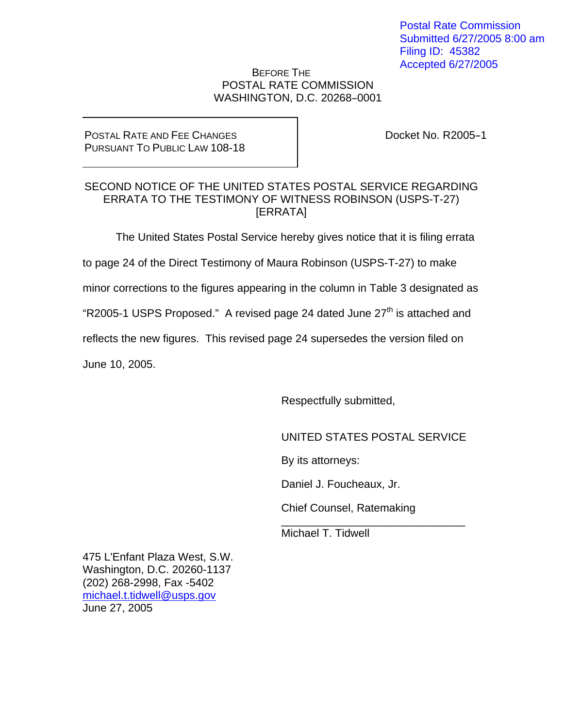Postal Rate Commission
Submitted 6/27/2005 8:00 am
Filing ID: 45382
Accepted 6/27/2005

BEFORE THE
POSTAL RATE COMMISSION
WASHINGTON, D.C. 20268–0001

| POSTAL RATE AND FEE CHANGES PURSUANT TO PUBLIC LAW 108-18 | Docket No. R2005–1 |
|---|---|

SECOND NOTICE OF THE UNITED STATES POSTAL SERVICE REGARDING ERRATA TO THE TESTIMONY OF WITNESS ROBINSON (USPS-T-27) [ERRATA]

The United States Postal Service hereby gives notice that it is filing errata to page 24 of the Direct Testimony of Maura Robinson (USPS-T-27) to make minor corrections to the figures appearing in the column in Table 3 designated as "R2005-1 USPS Proposed." A revised page 24 dated June 27th is attached and reflects the new figures. This revised page 24 supersedes the version filed on June 10, 2005.

Respectfully submitted,

UNITED STATES POSTAL SERVICE

By its attorneys:

Daniel J. Foucheaux, Jr.

Chief Counsel, Ratemaking

\_\_\_\_\_\_\_\_\_\_\_\_\_\_\_\_\_\_\_\_\_\_\_\_\_\_\_\_\_\_\_\_

Michael T. Tidwell

475 L'Enfant Plaza West, S.W.
Washington, D.C. 20260-1137
(202) 268-2998, Fax -5402
michael.t.tidwell@usps.gov
June 27, 2005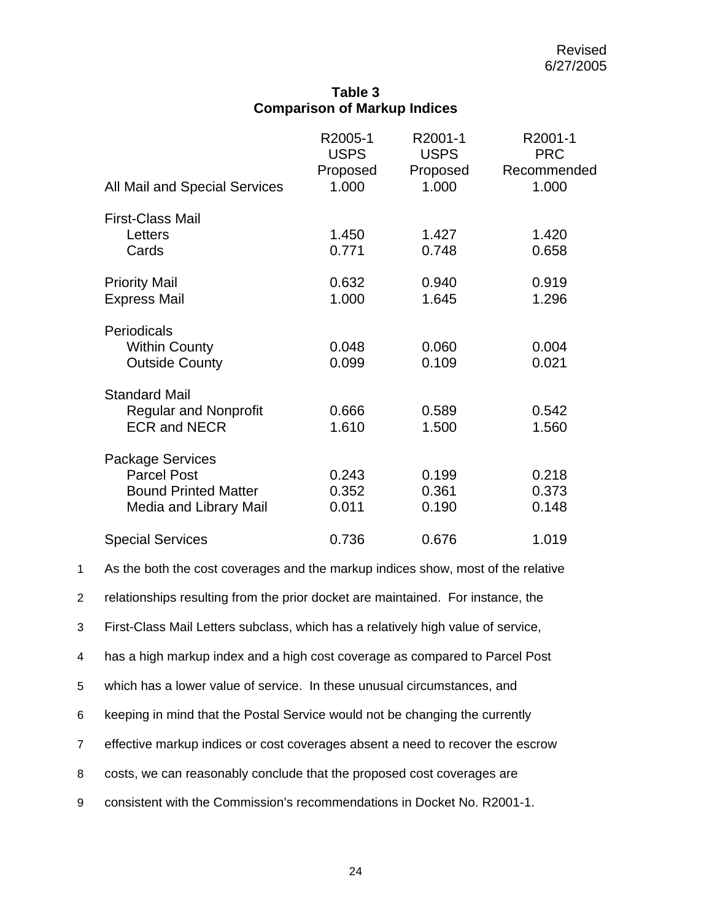Revised
6/27/2005

**Table 3**
**Comparison of Markup Indices**

| | R2005-1 USPS Proposed | R2001-1 USPS Proposed | R2001-1 PRC Recommended |
|---|---|---|---|
| All Mail and Special Services | 1.000 | 1.000 | 1.000 |
| First-Class Mail | | | |
| Letters | 1.450 | 1.427 | 1.420 |
| Cards | 0.771 | 0.748 | 0.658 |
| Priority Mail | 0.632 | 0.940 | 0.919 |
| Express Mail | 1.000 | 1.645 | 1.296 |
| Periodicals | | | |
| Within County | 0.048 | 0.060 | 0.004 |
| Outside County | 0.099 | 0.109 | 0.021 |
| Standard Mail | | | |
| Regular and Nonprofit | 0.666 | 0.589 | 0.542 |
| ECR and NECR | 1.610 | 1.500 | 1.560 |
| Package Services | | | |
| Parcel Post | 0.243 | 0.199 | 0.218 |
| Bound Printed Matter | 0.352 | 0.361 | 0.373 |
| Media and Library Mail | 0.011 | 0.190 | 0.148 |
| Special Services | 0.736 | 0.676 | 1.019 |

As the both the cost coverages and the markup indices show, most of the relative relationships resulting from the prior docket are maintained. For instance, the First-Class Mail Letters subclass, which has a relatively high value of service, has a high markup index and a high cost coverage as compared to Parcel Post which has a lower value of service. In these unusual circumstances, and keeping in mind that the Postal Service would not be changing the currently effective markup indices or cost coverages absent a need to recover the escrow costs, we can reasonably conclude that the proposed cost coverages are consistent with the Commission's recommendations in Docket No. R2001-1.